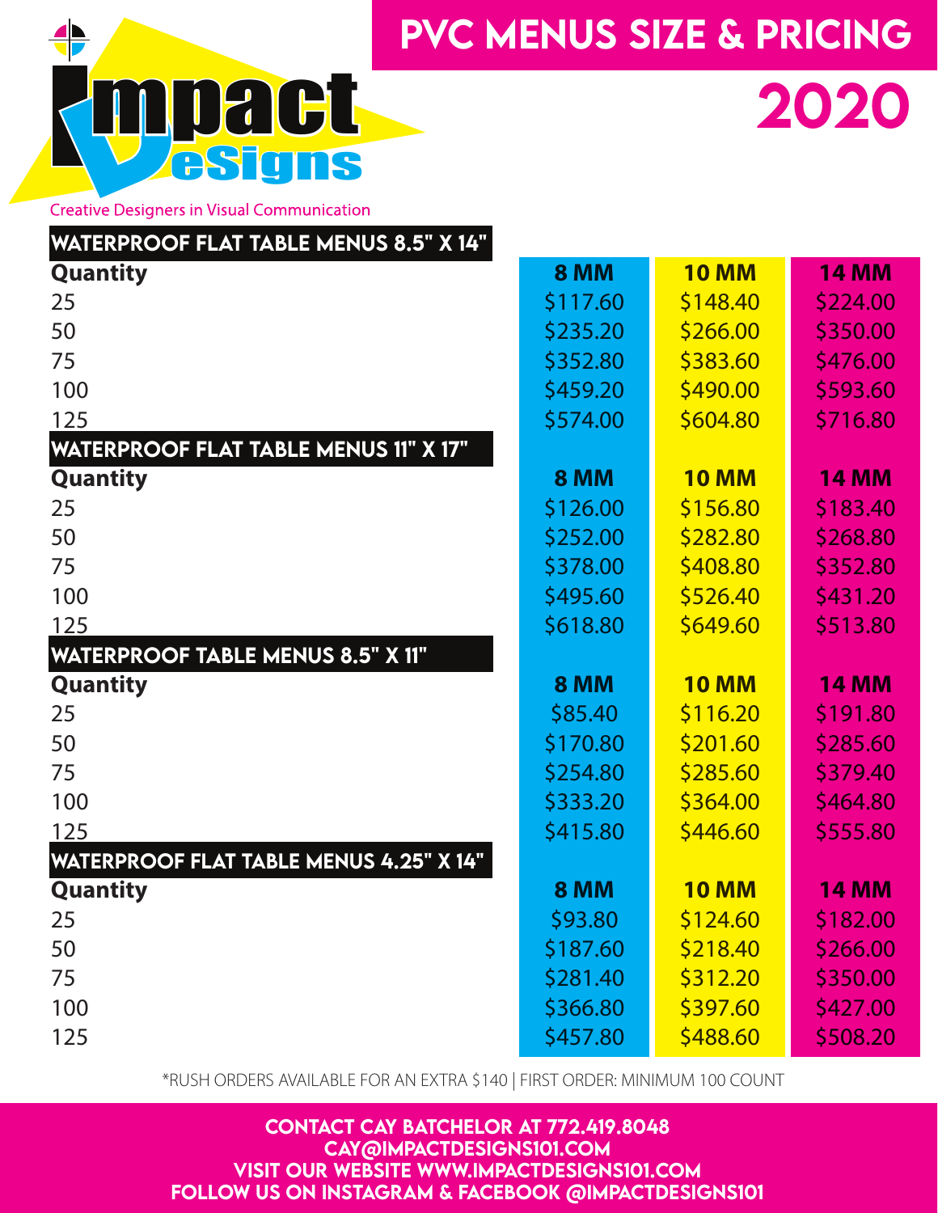# PVC MENUS SIZE & PRICING

## 2020

Impact Designs

Creative Designers in Visual Communication

### WATERPROOF FLAT TABLE MENUS 8.5" X 14"

| Quantity | 8 MM | 10 MM | 14 MM |
|---|---|---|---|
| 25 | $117.60 | $148.40 | $224.00 |
| 50 | $235.20 | $266.00 | $350.00 |
| 75 | $352.80 | $383.60 | $476.00 |
| 100 | $459.20 | $490.00 | $593.60 |
| 125 | $574.00 | $604.80 | $716.80 |

### WATERPROOF FLAT TABLE MENUS 11" X 17"

| Quantity | 8 MM | 10 MM | 14 MM |
|---|---|---|---|
| 25 | $126.00 | $156.80 | $183.40 |
| 50 | $252.00 | $282.80 | $268.80 |
| 75 | $378.00 | $408.80 | $352.80 |
| 100 | $495.60 | $526.40 | $431.20 |
| 125 | $618.80 | $649.60 | $513.80 |

### WATERPROOF TABLE MENUS 8.5" X 11"

| Quantity | 8 MM | 10 MM | 14 MM |
|---|---|---|---|
| 25 | $85.40 | $116.20 | $191.80 |
| 50 | $170.80 | $201.60 | $285.60 |
| 75 | $254.80 | $285.60 | $379.40 |
| 100 | $333.20 | $364.00 | $464.80 |
| 125 | $415.80 | $446.60 | $555.80 |

### WATERPROOF FLAT TABLE MENUS 4.25" X 14"

| Quantity | 8 MM | 10 MM | 14 MM |
|---|---|---|---|
| 25 | $93.80 | $124.60 | $182.00 |
| 50 | $187.60 | $218.40 | $266.00 |
| 75 | $281.40 | $312.20 | $350.00 |
| 100 | $366.80 | $397.60 | $427.00 |
| 125 | $457.80 | $488.60 | $508.20 |

*RUSH ORDERS AVAILABLE FOR AN EXTRA $140 | FIRST ORDER: MINIMUM 100 COUNT

**CONTACT CAY BATCHELOR AT 772.419.8048**
**CAY@IMPACTDESIGNS101.COM**
**VISIT OUR WEBSITE WWW.IMPACTDESIGNS101.COM**
**FOLLOW US ON INSTAGRAM & FACEBOOK @IMPACTDESIGNS101**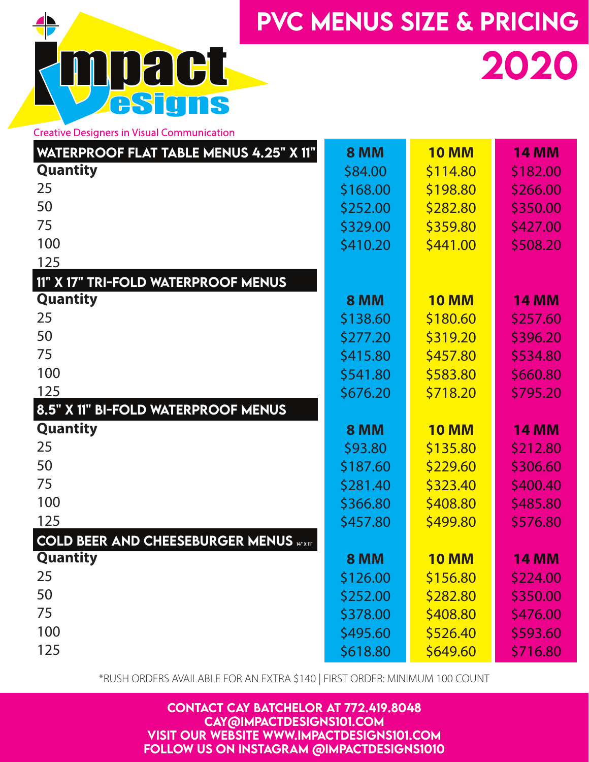Impact Designs

Creative Designers in Visual Communication

# PVC MENUS SIZE & PRICING

# 2020

## WATERPROOF FLAT TABLE MENUS 4.25" X 11"

| Quantity | 8 MM | 10 MM | 14 MM |
|---|---|---|---|
| 25 | $84.00 | $114.80 | $182.00 |
| 50 | $168.00 | $198.80 | $266.00 |
| 75 | $252.00 | $282.80 | $350.00 |
| 100 | $329.00 | $359.80 | $427.00 |
| 125 | $410.20 | $441.00 | $508.20 |

## 11" X 17" TRI-FOLD WATERPROOF MENUS

| Quantity | 8 MM | 10 MM | 14 MM |
|---|---|---|---|
| 25 | $138.60 | $180.60 | $257.60 |
| 50 | $277.20 | $319.20 | $396.20 |
| 75 | $415.80 | $457.80 | $534.80 |
| 100 | $541.80 | $583.80 | $660.80 |
| 125 | $676.20 | $718.20 | $795.20 |

## 8.5" X 11" BI-FOLD WATERPROOF MENUS

| Quantity | 8 MM | 10 MM | 14 MM |
|---|---|---|---|
| 25 | $93.80 | $135.80 | $212.80 |
| 50 | $187.60 | $229.60 | $306.60 |
| 75 | $281.40 | $323.40 | $400.40 |
| 100 | $366.80 | $408.80 | $485.80 |
| 125 | $457.80 | $499.80 | $576.80 |

## COLD BEER AND CHEESEBURGER MENUS 14" X 11"

| Quantity | 8 MM | 10 MM | 14 MM |
|---|---|---|---|
| 25 | $126.00 | $156.80 | $224.00 |
| 50 | $252.00 | $282.80 | $350.00 |
| 75 | $378.00 | $408.80 | $476.00 |
| 100 | $495.60 | $526.40 | $593.60 |
| 125 | $618.80 | $649.60 | $716.80 |

*RUSH ORDERS AVAILABLE FOR AN EXTRA $140 | FIRST ORDER: MINIMUM 100 COUNT

**CONTACT CAY BATCHELOR AT 772.419.8048**
**CAY@IMPACTDESIGNS101.COM**
**VISIT OUR WEBSITE WWW.IMPACTDESIGNS101.COM**
**FOLLOW US ON INSTAGRAM @IMPACTDESIGNS1010**